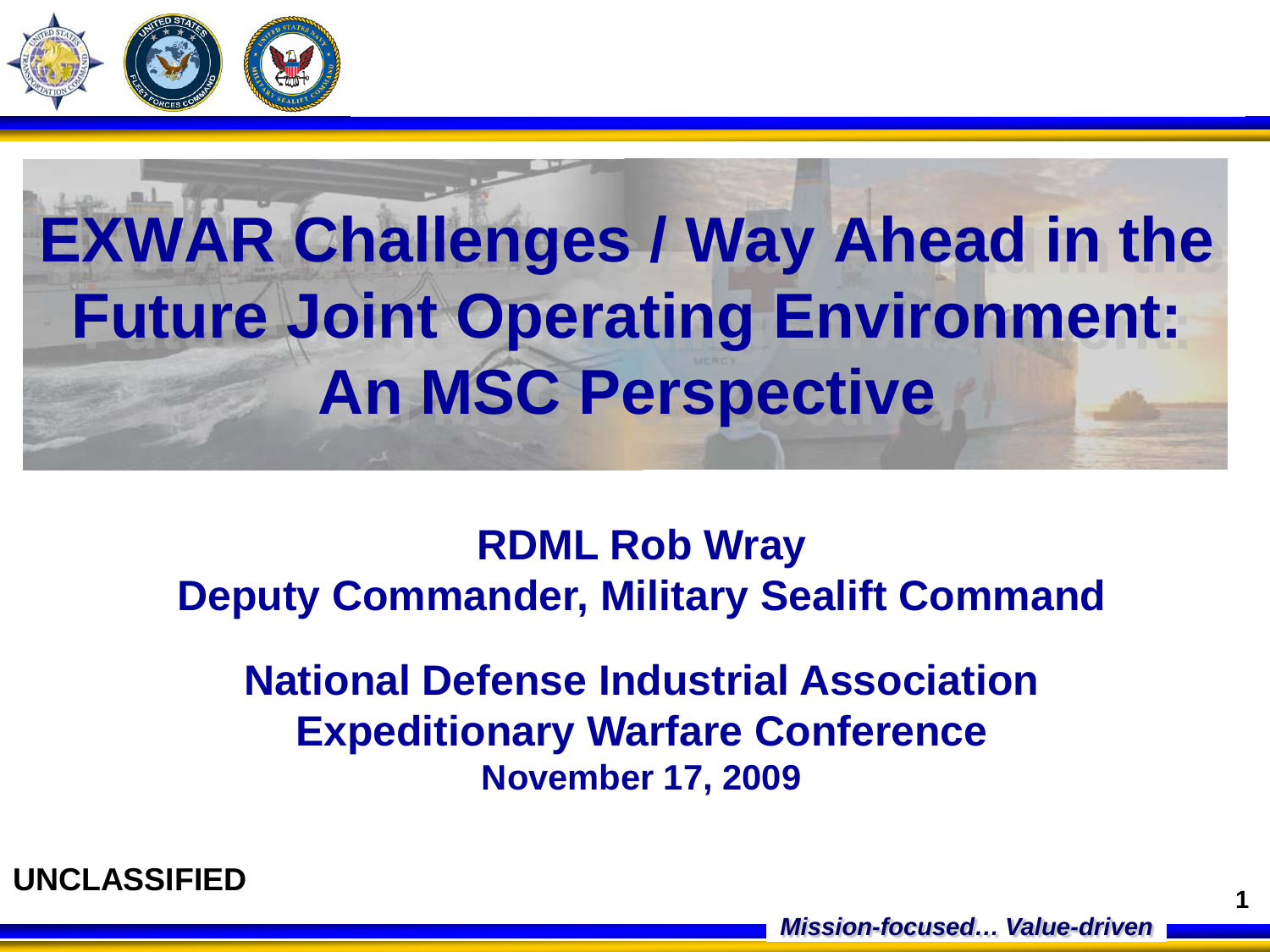# EXWAR Challenges / Way Ahead in the Future Joint Operating Environment: An MSC Perspective

**RDML Rob Wray**
**Deputy Commander, Military Sealift Command**

**National Defense Industrial Association**
**Expeditionary Warfare Conference**
**November 17, 2009**

**UNCLASSIFIED**

***Mission-focused… Value-driven***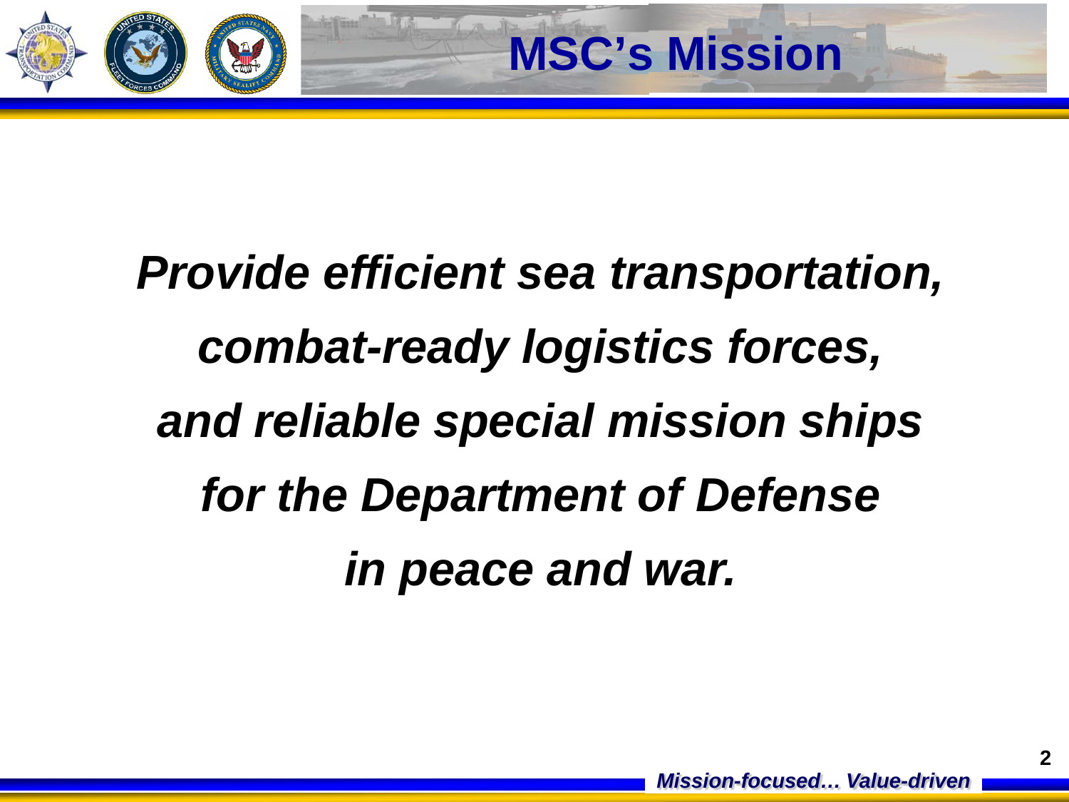# MSC's Mission

***Provide efficient sea transportation, combat-ready logistics forces, and reliable special mission ships for the Department of Defense in peace and war.***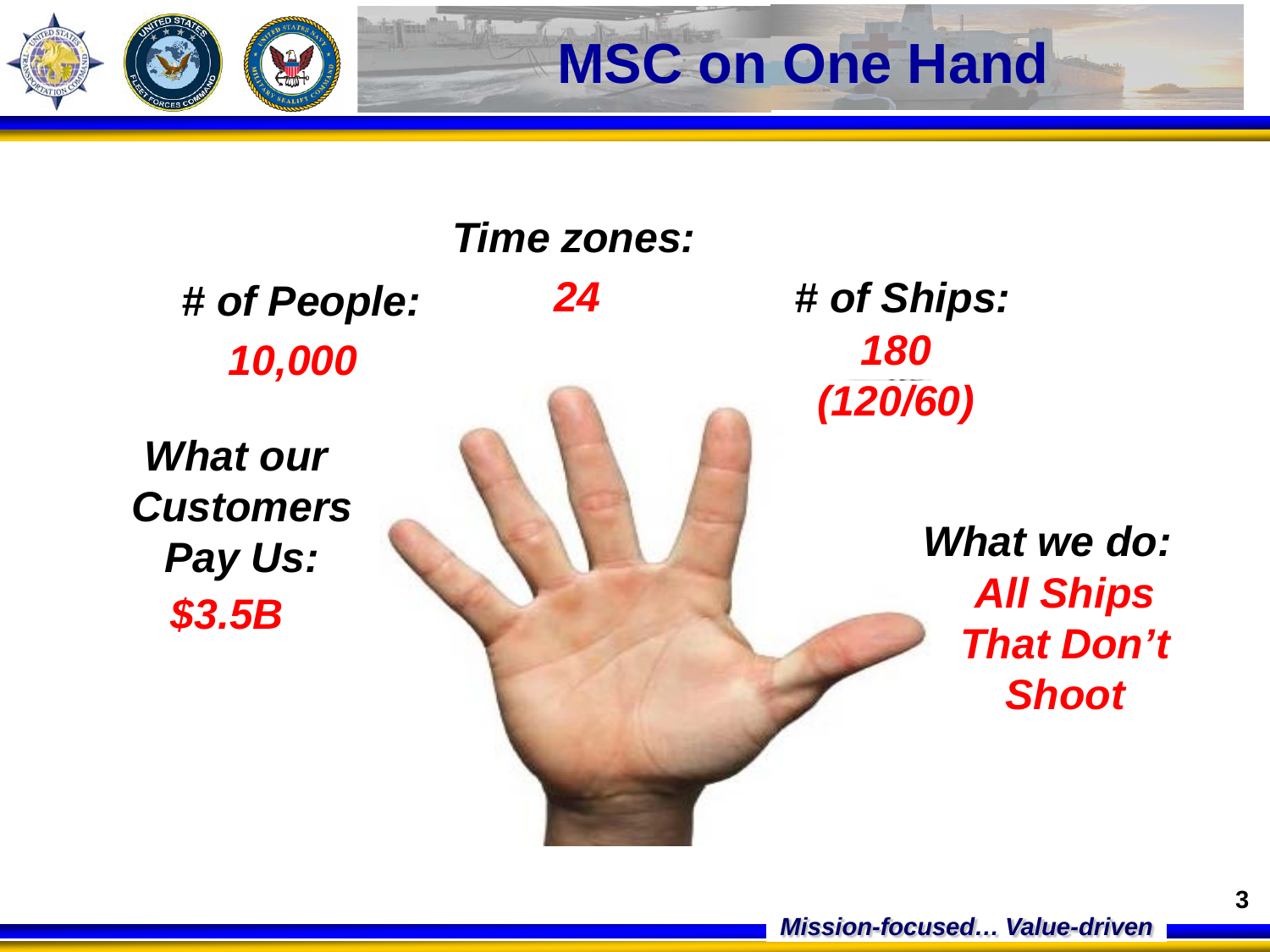# MSC on One Hand

***Time zones:***
***24***

***# of People:***
***10,000***

***# of Ships:***
***180***
***(120/60)***

***What our Customers Pay Us:***
***$3.5B***

***What we do:***
***All Ships That Don't Shoot***

*Mission-focused… Value-driven*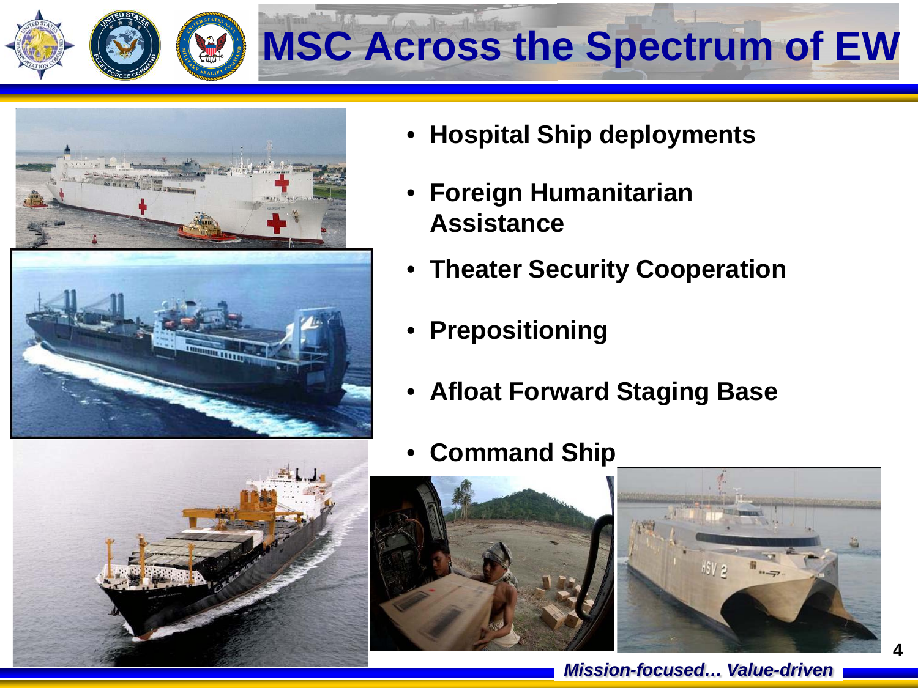# MSC Across the Spectrum of EW

- **Hospital Ship deployments**
- **Foreign Humanitarian Assistance**
- **Theater Security Cooperation**
- **Prepositioning**
- **Afloat Forward Staging Base**
- **Command Ship**

***Mission-focused… Value-driven***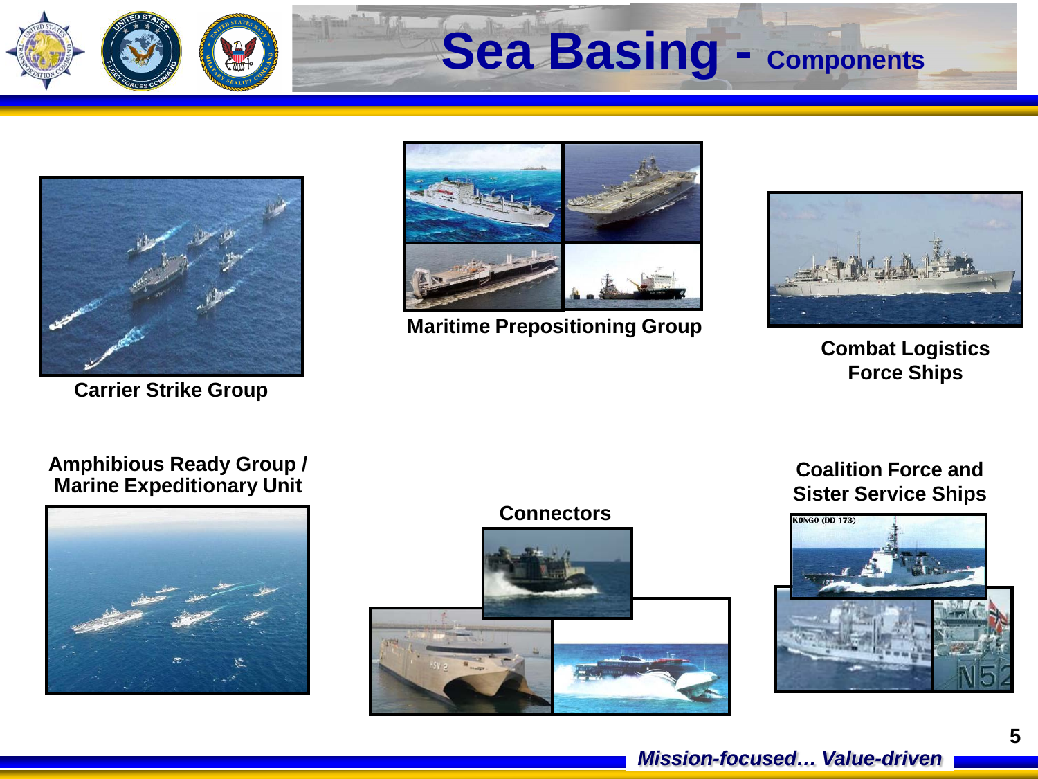# Sea Basing - Components

Carrier Strike Group

Maritime Prepositioning Group

Combat Logistics Force Ships

Amphibious Ready Group / Marine Expeditionary Unit

Connectors

Coalition Force and Sister Service Ships

*Mission-focused… Value-driven*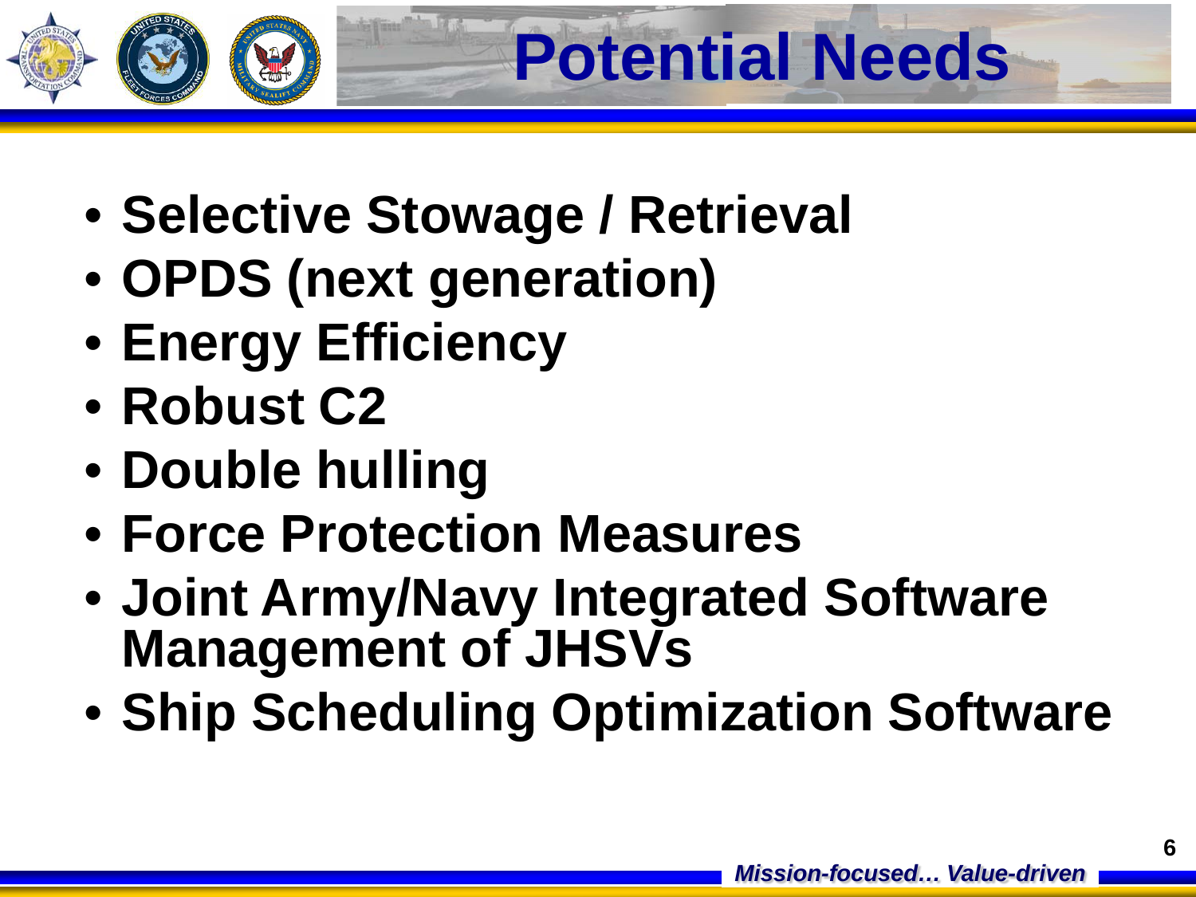# Potential Needs

- **Selective Stowage / Retrieval**
- **OPDS (next generation)**
- **Energy Efficiency**
- **Robust C2**
- **Double hulling**
- **Force Protection Measures**
- **Joint Army/Navy Integrated Software Management of JHSVs**
- **Ship Scheduling Optimization Software**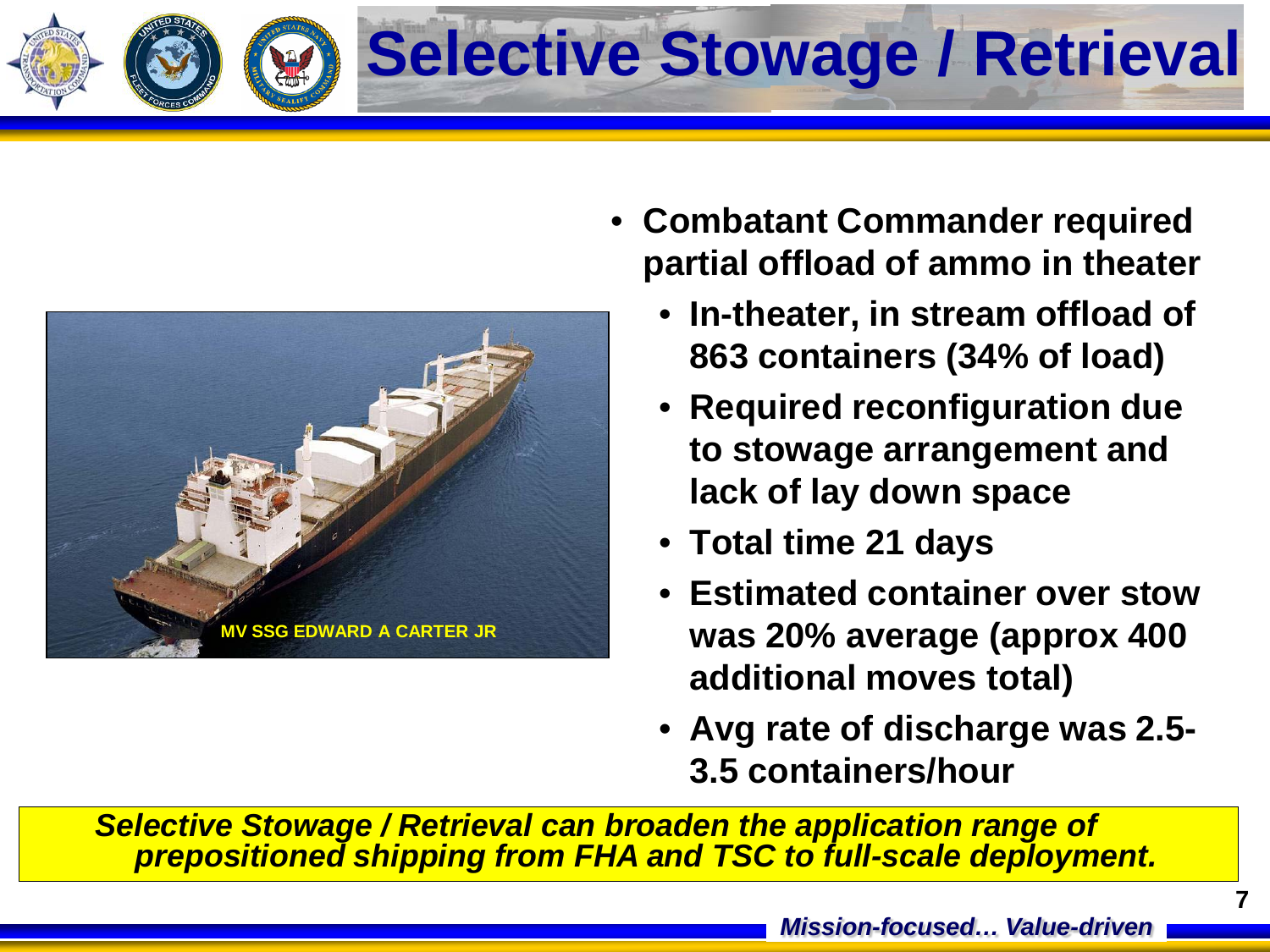# Selective Stowage / Retrieval

MV SSG EDWARD A CARTER JR

- **Combatant Commander required partial offload of ammo in theater**
  - **In-theater, in stream offload of 863 containers (34% of load)**
  - **Required reconfiguration due to stowage arrangement and lack of lay down space**
  - **Total time 21 days**
  - **Estimated container over stow was 20% average (approx 400 additional moves total)**
  - **Avg rate of discharge was 2.5-3.5 containers/hour**

***Selective Stowage / Retrieval can broaden the application range of prepositioned shipping from FHA and TSC to full-scale deployment.***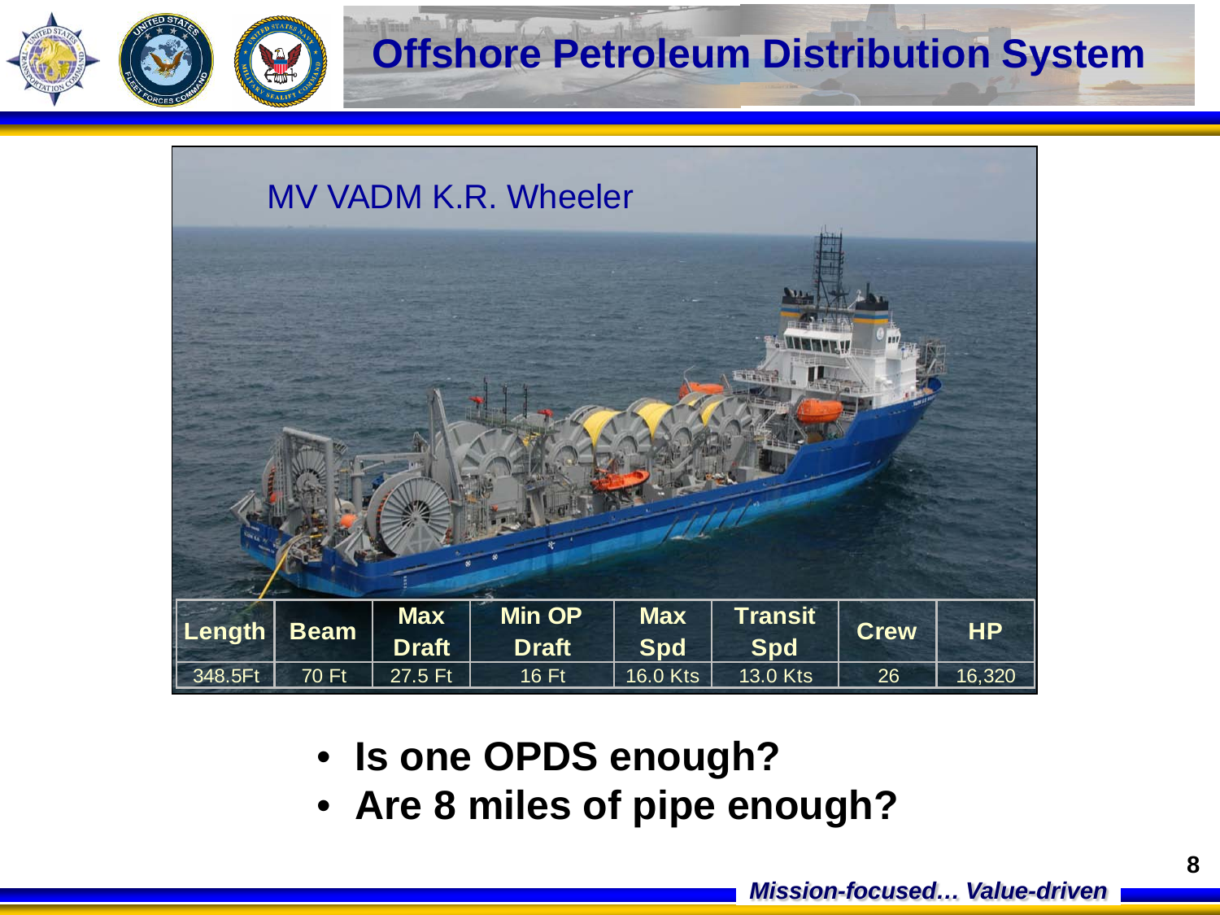# Offshore Petroleum Distribution System

MV VADM K.R. Wheeler

| Length | Beam | Max Draft | Min OP Draft | Max Spd | Transit Spd | Crew | HP |
|---|---|---|---|---|---|---|---|
| 348.5Ft | 70 Ft | 27.5 Ft | 16 Ft | 16.0 Kts | 13.0 Kts | 26 | 16,320 |

- **Is one OPDS enough?**
- **Are 8 miles of pipe enough?**

***Mission-focused… Value-driven***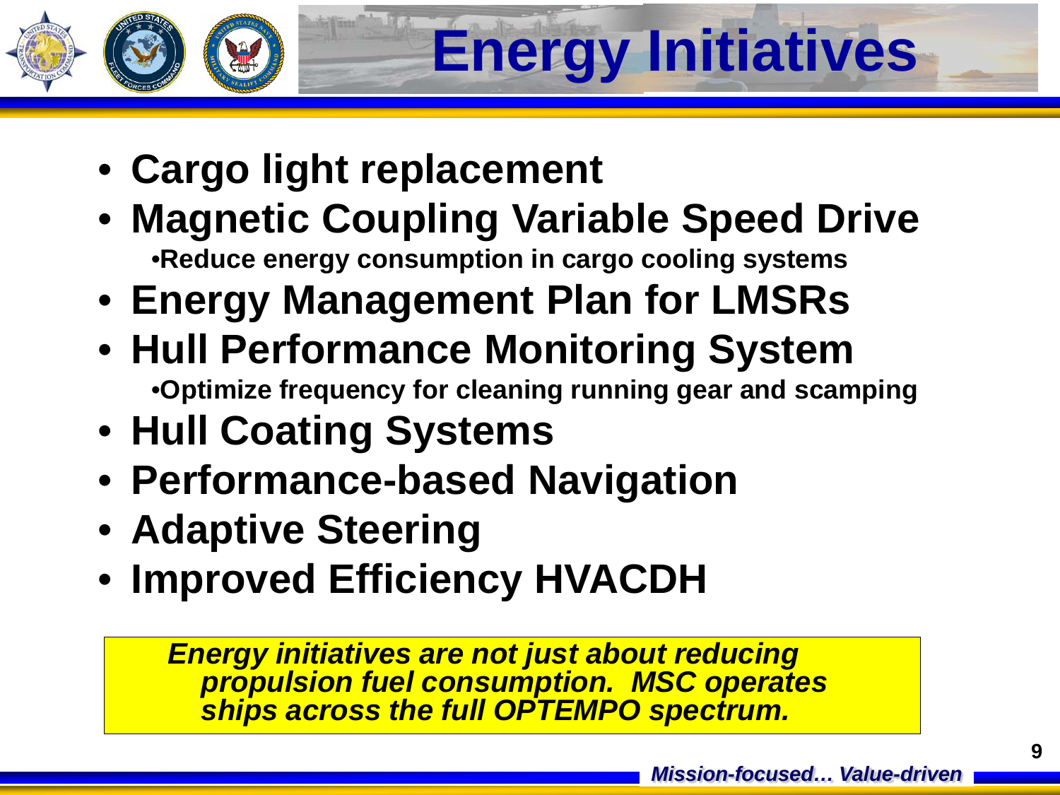# Energy Initiatives

- **Cargo light replacement**
- **Magnetic Coupling Variable Speed Drive**
  - **Reduce energy consumption in cargo cooling systems**
- **Energy Management Plan for LMSRs**
- **Hull Performance Monitoring System**
  - **Optimize frequency for cleaning running gear and scamping**
- **Hull Coating Systems**
- **Performance-based Navigation**
- **Adaptive Steering**
- **Improved Efficiency HVACDH**

***Energy initiatives are not just about reducing propulsion fuel consumption. MSC operates ships across the full OPTEMPO spectrum.***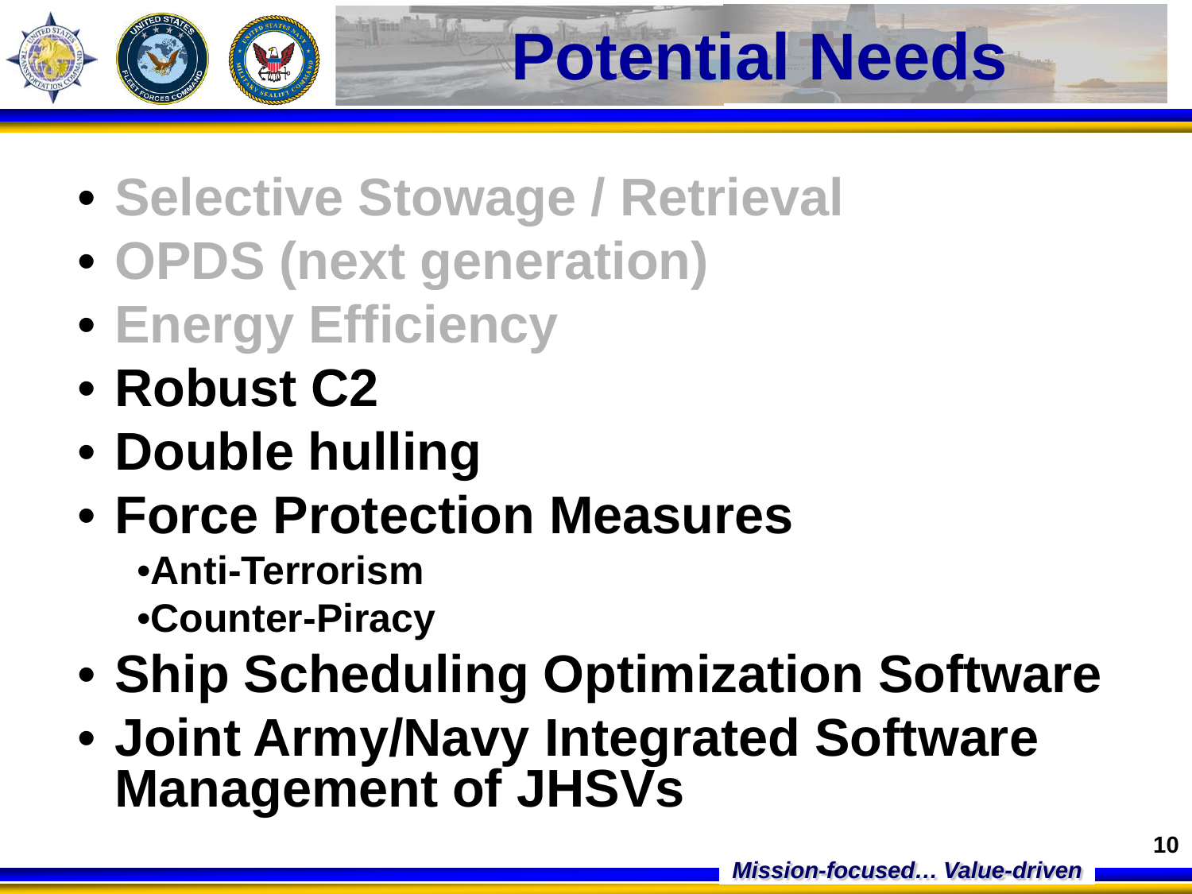# Potential Needs

- **Selective Stowage / Retrieval**
- **OPDS (next generation)**
- **Energy Efficiency**
- **Robust C2**
- **Double hulling**
- **Force Protection Measures**
  - **Anti-Terrorism**
  - **Counter-Piracy**
- **Ship Scheduling Optimization Software**
- **Joint Army/Navy Integrated Software Management of JHSVs**

*Mission-focused… Value-driven*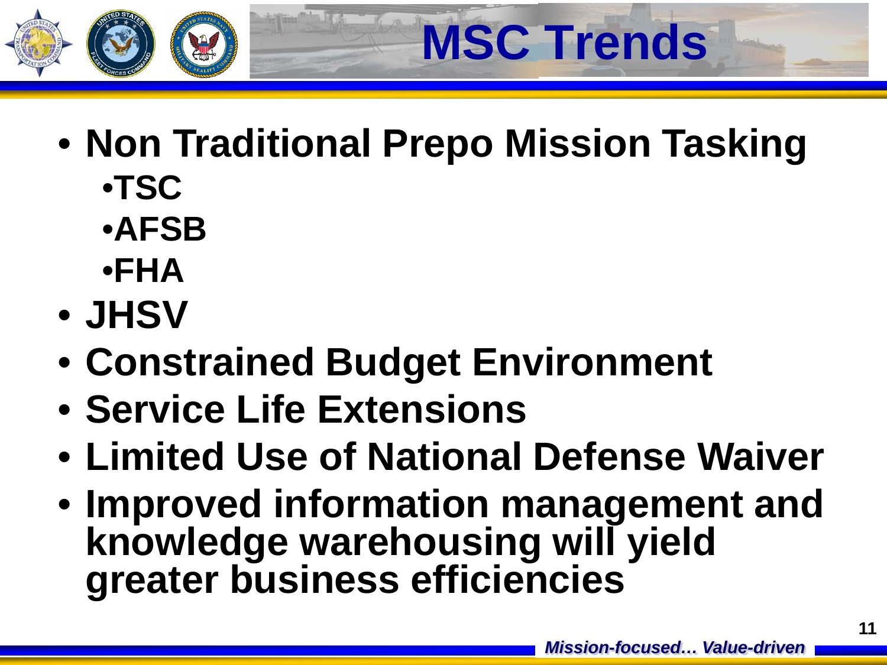# MSC Trends

- **Non Traditional Prepo Mission Tasking**
  - **TSC**
  - **AFSB**
  - **FHA**
- **JHSV**
- **Constrained Budget Environment**
- **Service Life Extensions**
- **Limited Use of National Defense Waiver**
- **Improved information management and knowledge warehousing will yield greater business efficiencies**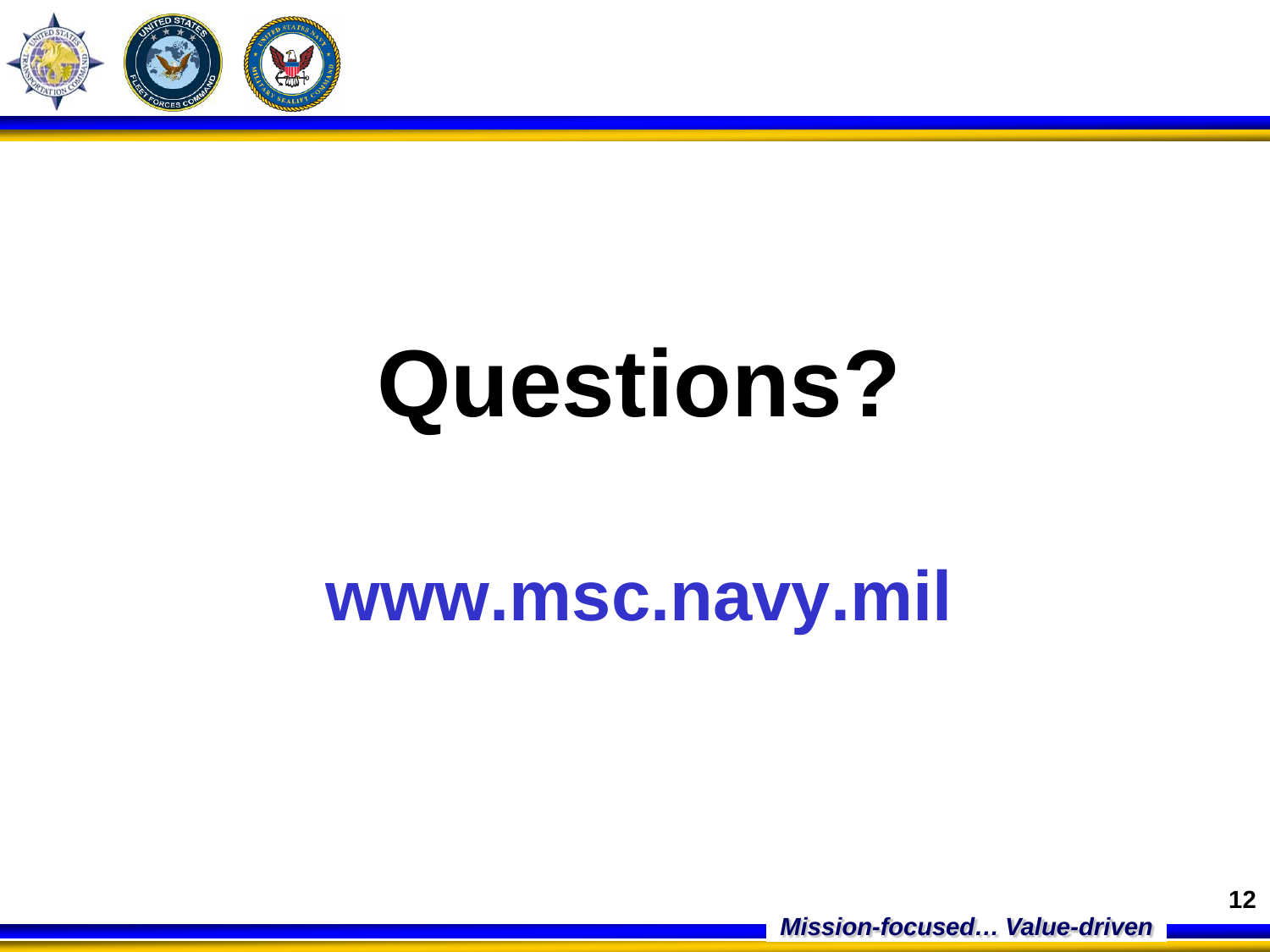# Questions?

**www.msc.navy.mil**

*Mission-focused… Value-driven*